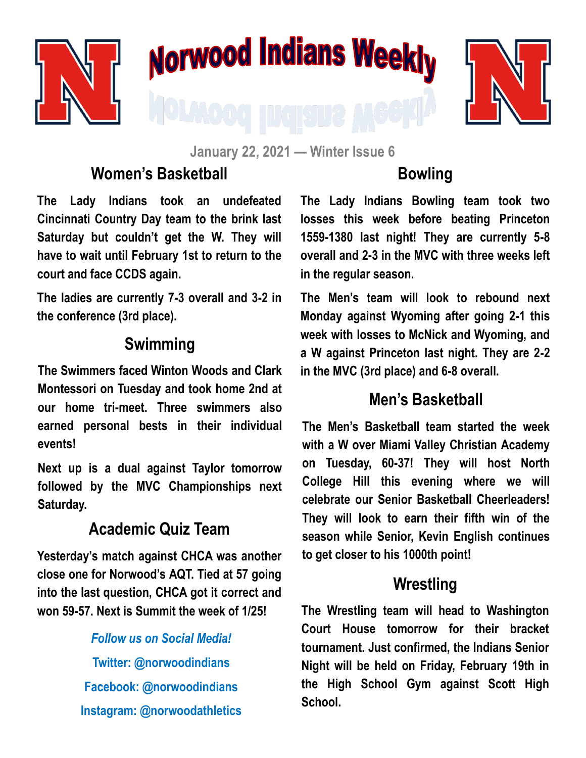# Norwood Indians Weekly

January 22, 2021 — Winter Issue 6

## Women's Basketball

**The Lady Indians took an undefeated Cincinnati Country Day team to the brink last Saturday but couldn't get the W. They will have to wait until February 1st to return to the court and face CCDS again.**

**The ladies are currently 7-3 overall and 3-2 in the conference (3rd place).**

## Swimming

**The Swimmers faced Winton Woods and Clark Montessori on Tuesday and took home 2nd at our home tri-meet. Three swimmers also earned personal bests in their individual events!**

**Next up is a dual against Taylor tomorrow followed by the MVC Championships next Saturday.**

## Academic Quiz Team

**Yesterday's match against CHCA was another close one for Norwood's AQT. Tied at 57 going into the last question, CHCA got it correct and won 59-57. Next is Summit the week of 1/25!**

***Follow us on Social Media!***

**Twitter: @norwoodindians**

**Facebook: @norwoodindians**

**Instagram: @norwoodathletics**

## Bowling

**The Lady Indians Bowling team took two losses this week before beating Princeton 1559-1380 last night! They are currently 5-8 overall and 2-3 in the MVC with three weeks left in the regular season.**

**The Men's team will look to rebound next Monday against Wyoming after going 2-1 this week with losses to McNick and Wyoming, and a W against Princeton last night. They are 2-2 in the MVC (3rd place) and 6-8 overall.**

## Men's Basketball

**The Men's Basketball team started the week with a W over Miami Valley Christian Academy on Tuesday, 60-37! They will host North College Hill this evening where we will celebrate our Senior Basketball Cheerleaders! They will look to earn their fifth win of the season while Senior, Kevin English continues to get closer to his 1000th point!**

## Wrestling

**The Wrestling team will head to Washington Court House tomorrow for their bracket tournament. Just confirmed, the Indians Senior Night will be held on Friday, February 19th in the High School Gym against Scott High School.**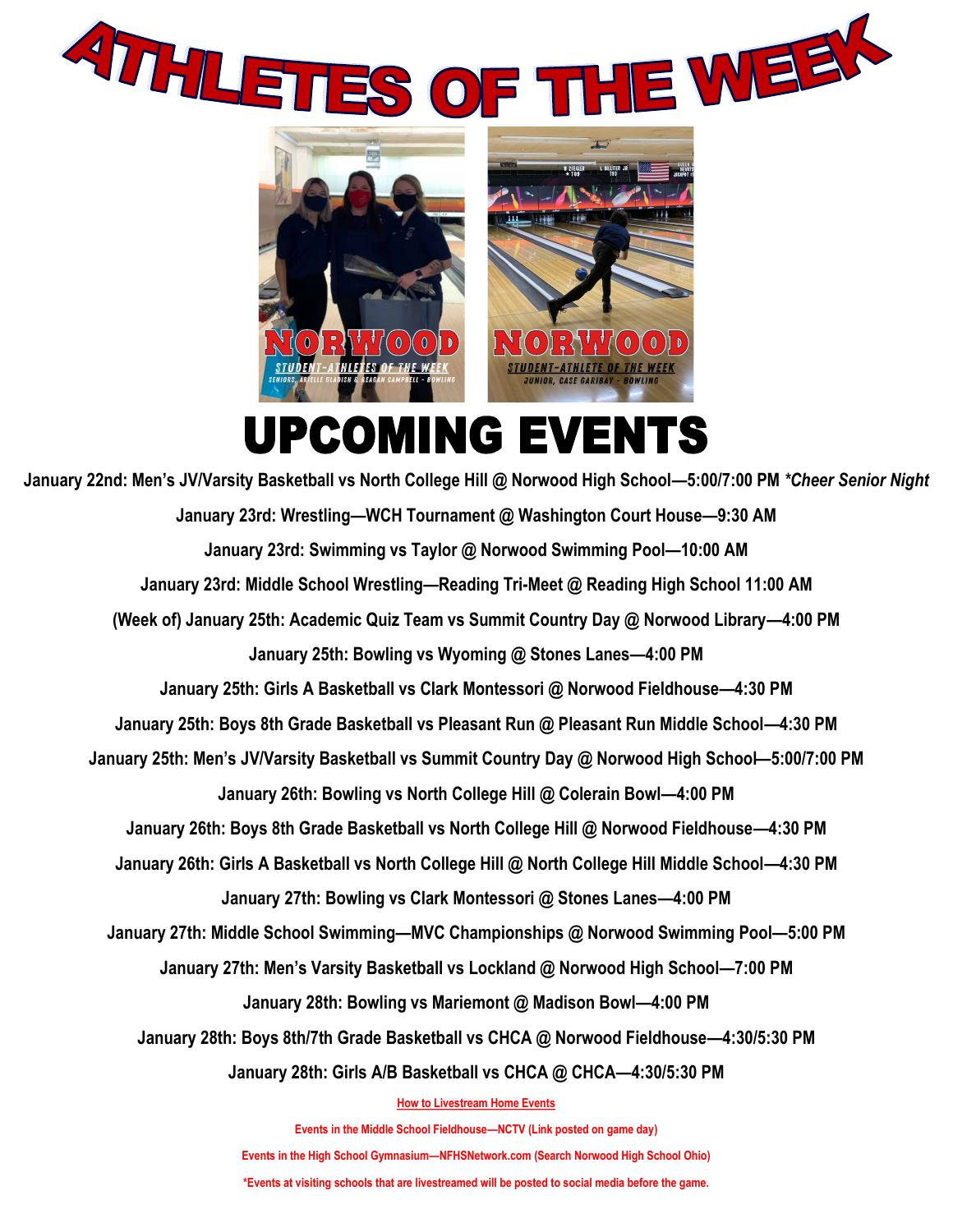# ATHLETES OF THE WEEK

NORWOOD
STUDENT-ATHLETES OF THE WEEK
SENIORS, ARIELLE GLADISH & REAGAN CAMPBELL - BOWLING

NORWOOD
STUDENT-ATHLETE OF THE WEEK
JUNIOR, CASE GARIBAY - BOWLING

# UPCOMING EVENTS

January 22nd: Men's JV/Varsity Basketball vs North College Hill @ Norwood High School—5:00/7:00 PM *Cheer Senior Night*

January 23rd: Wrestling—WCH Tournament @ Washington Court House—9:30 AM

January 23rd: Swimming vs Taylor @ Norwood Swimming Pool—10:00 AM

January 23rd: Middle School Wrestling—Reading Tri-Meet @ Reading High School 11:00 AM

(Week of) January 25th: Academic Quiz Team vs Summit Country Day @ Norwood Library—4:00 PM

January 25th: Bowling vs Wyoming @ Stones Lanes—4:00 PM

January 25th: Girls A Basketball vs Clark Montessori @ Norwood Fieldhouse—4:30 PM

January 25th: Boys 8th Grade Basketball vs Pleasant Run @ Pleasant Run Middle School—4:30 PM

January 25th: Men's JV/Varsity Basketball vs Summit Country Day @ Norwood High School—5:00/7:00 PM

January 26th: Bowling vs North College Hill @ Colerain Bowl—4:00 PM

January 26th: Boys 8th Grade Basketball vs North College Hill @ Norwood Fieldhouse—4:30 PM

January 26th: Girls A Basketball vs North College Hill @ North College Hill Middle School—4:30 PM

January 27th: Bowling vs Clark Montessori @ Stones Lanes—4:00 PM

January 27th: Middle School Swimming—MVC Championships @ Norwood Swimming Pool—5:00 PM

January 27th: Men's Varsity Basketball vs Lockland @ Norwood High School—7:00 PM

January 28th: Bowling vs Mariemont @ Madison Bowl—4:00 PM

January 28th: Boys 8th/7th Grade Basketball vs CHCA @ Norwood Fieldhouse—4:30/5:30 PM

January 28th: Girls A/B Basketball vs CHCA @ CHCA—4:30/5:30 PM

**How to Livestream Home Events**

Events in the Middle School Fieldhouse—NCTV (Link posted on game day)

Events in the High School Gymnasium—NFHSNetwork.com (Search Norwood High School Ohio)

*Events at visiting schools that are livestreamed will be posted to social media before the game.